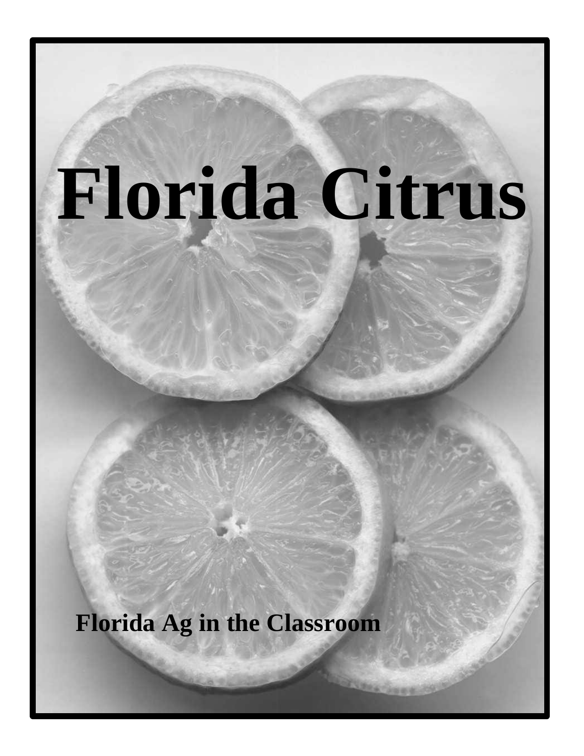# Florida Citrus

**Florida Ag in the Classroom**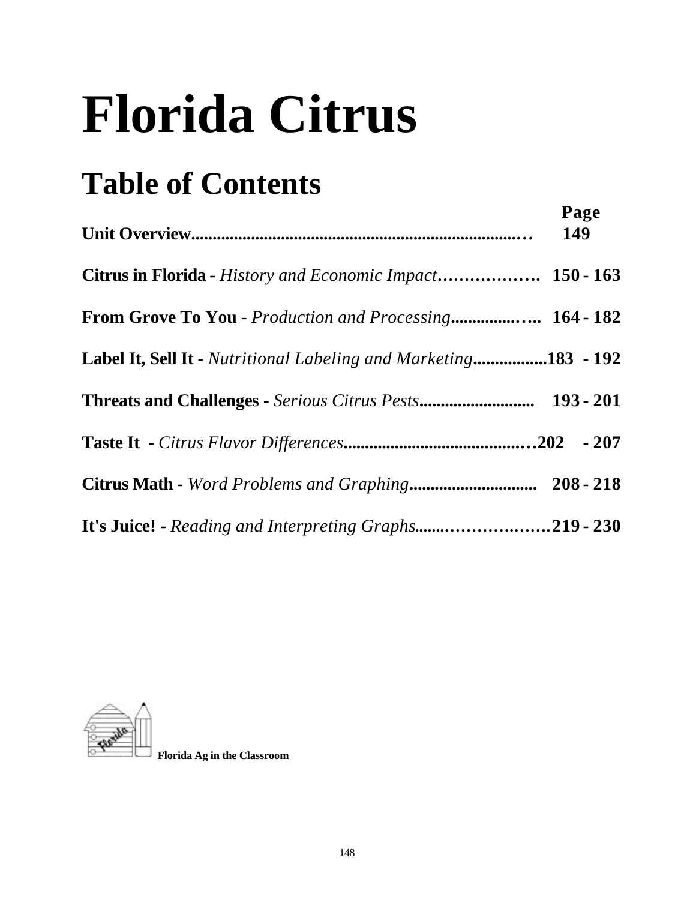# Florida Citrus

## Table of Contents

| | Page |
|---|---|
| **Unit Overview** | **149** |
| **Citrus in Florida** - *History and Economic Impact* | **150 - 163** |
| **From Grove To You** - *Production and Processing* | **164 - 182** |
| **Label It, Sell It** - *Nutritional Labeling and Marketing* | **183 - 192** |
| **Threats and Challenges** - *Serious Citrus Pests* | **193 - 201** |
| **Taste It** - *Citrus Flavor Differences* | **202 - 207** |
| **Citrus Math** - *Word Problems and Graphing* | **208 - 218** |
| **It's Juice!** - *Reading and Interpreting Graphs* | **219 - 230** |

**Florida Ag in the Classroom**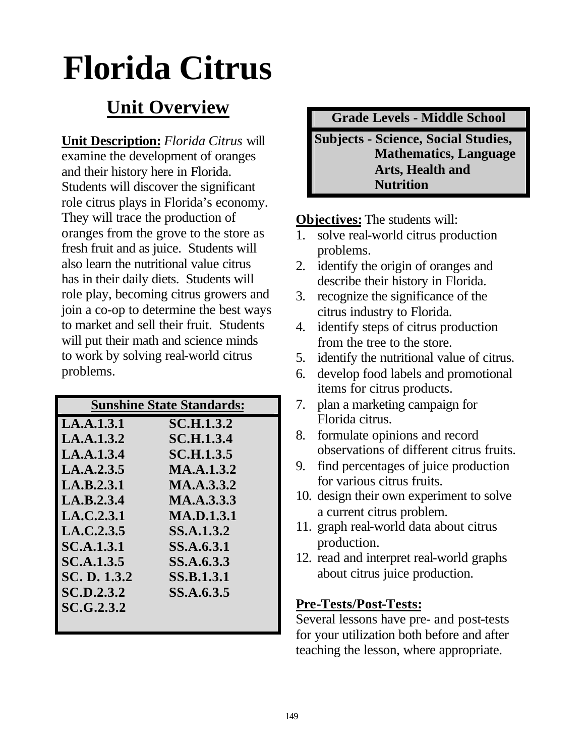# Florida Citrus

## Unit Overview

**Unit Description:** *Florida Citrus* will examine the development of oranges and their history here in Florida. Students will discover the significant role citrus plays in Florida's economy. They will trace the production of oranges from the grove to the store as fresh fruit and as juice. Students will also learn the nutritional value citrus has in their daily diets. Students will role play, becoming citrus growers and join a co-op to determine the best ways to market and sell their fruit. Students will put their math and science minds to work by solving real-world citrus problems.

| Sunshine State Standards: | |
|---|---|
| LA.A.1.3.1 | SC.H.1.3.2 |
| LA.A.1.3.2 | SC.H.1.3.4 |
| LA.A.1.3.4 | SC.H.1.3.5 |
| LA.A.2.3.5 | MA.A.1.3.2 |
| LA.B.2.3.1 | MA.A.3.3.2 |
| LA.B.2.3.4 | MA.A.3.3.3 |
| LA.C.2.3.1 | MA.D.1.3.1 |
| LA.C.2.3.5 | SS.A.1.3.2 |
| SC.A.1.3.1 | SS.A.6.3.1 |
| SC.A.1.3.5 | SS.A.6.3.3 |
| SC. D. 1.3.2 | SS.B.1.3.1 |
| SC.D.2.3.2 | SS.A.6.3.5 |
| SC.G.2.3.2 | |

**Grade Levels - Middle School**

**Subjects - Science, Social Studies, Mathematics, Language Arts, Health and Nutrition**

**Objectives:** The students will:

1. solve real-world citrus production problems.
2. identify the origin of oranges and describe their history in Florida.
3. recognize the significance of the citrus industry to Florida.
4. identify steps of citrus production from the tree to the store.
5. identify the nutritional value of citrus.
6. develop food labels and promotional items for citrus products.
7. plan a marketing campaign for Florida citrus.
8. formulate opinions and record observations of different citrus fruits.
9. find percentages of juice production for various citrus fruits.
10. design their own experiment to solve a current citrus problem.
11. graph real-world data about citrus production.
12. read and interpret real-world graphs about citrus juice production.

**Pre-Tests/Post-Tests:**

Several lessons have pre- and post-tests for your utilization both before and after teaching the lesson, where appropriate.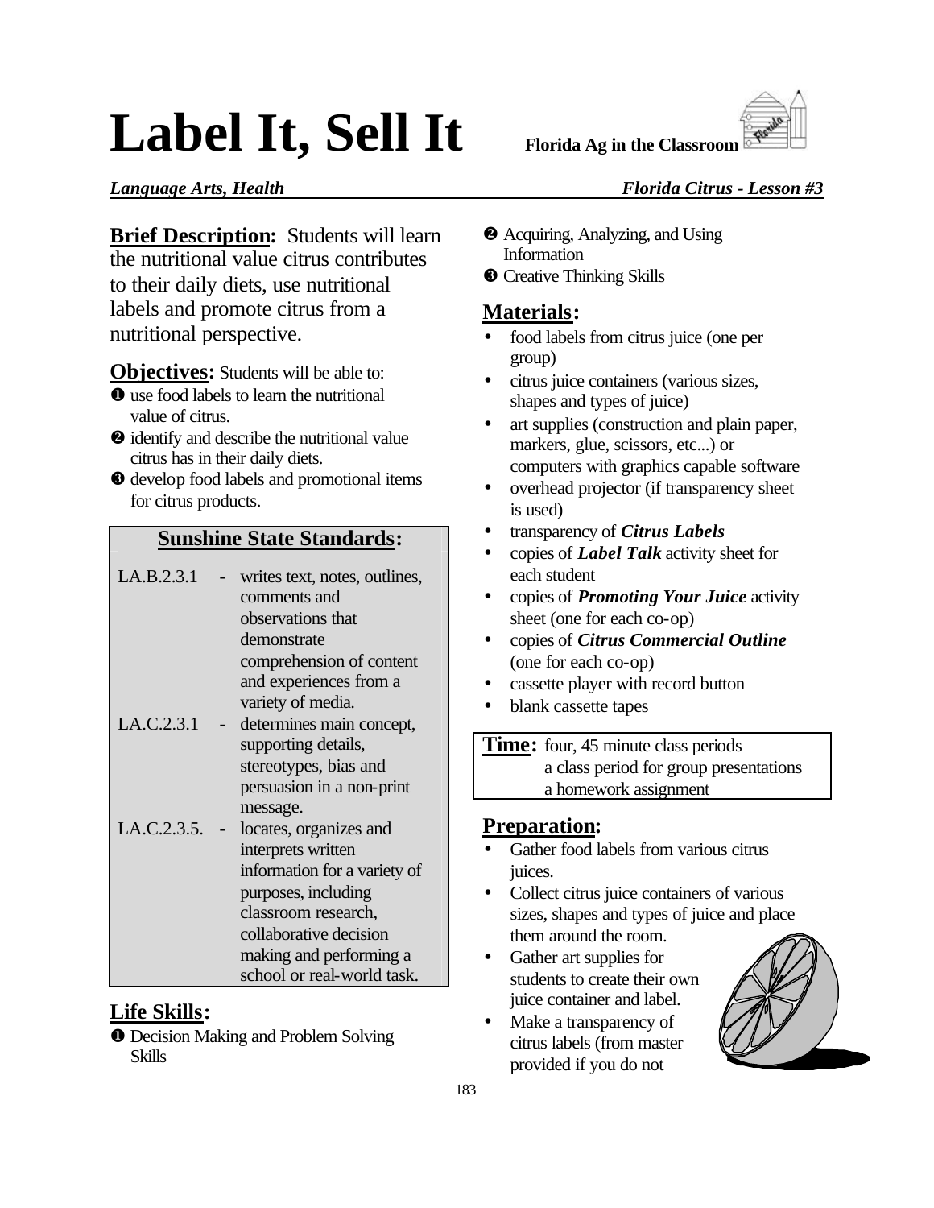# Label It, Sell It

**Florida Ag in the Classroom**

***Language Arts, Health*** — ***Florida Citrus - Lesson #3***

**Brief Description:** Students will learn the nutritional value citrus contributes to their daily diets, use nutritional labels and promote citrus from a nutritional perspective.

**Objectives:** Students will be able to:

❶ use food labels to learn the nutritional value of citrus.
❷ identify and describe the nutritional value citrus has in their daily diets.
❸ develop food labels and promotional items for citrus products.

| Sunshine State Standards: | | |
|---|---|---|
| LA.B.2.3.1 | - | writes text, notes, outlines, comments and observations that demonstrate comprehension of content and experiences from a variety of media. |
| LA.C.2.3.1 | - | determines main concept, supporting details, stereotypes, bias and persuasion in a non-print message. |
| LA.C.2.3.5. | - | locates, organizes and interprets written information for a variety of purposes, including classroom research, collaborative decision making and performing a school or real-world task. |

## Life Skills:

❶ Decision Making and Problem Solving Skills
❷ Acquiring, Analyzing, and Using Information
❸ Creative Thinking Skills

## Materials:

- food labels from citrus juice (one per group)
- citrus juice containers (various sizes, shapes and types of juice)
- art supplies (construction and plain paper, markers, glue, scissors, etc...) or computers with graphics capable software
- overhead projector (if transparency sheet is used)
- transparency of ***Citrus Labels***
- copies of ***Label Talk*** activity sheet for each student
- copies of ***Promoting Your Juice*** activity sheet (one for each co-op)
- copies of ***Citrus Commercial Outline*** (one for each co-op)
- cassette player with record button
- blank cassette tapes

**Time:** four, 45 minute class periods
a class period for group presentations
a homework assignment

## Preparation:

- Gather food labels from various citrus juices.
- Collect citrus juice containers of various sizes, shapes and types of juice and place them around the room.
- Gather art supplies for students to create their own juice container and label.
- Make a transparency of citrus labels (from master provided if you do not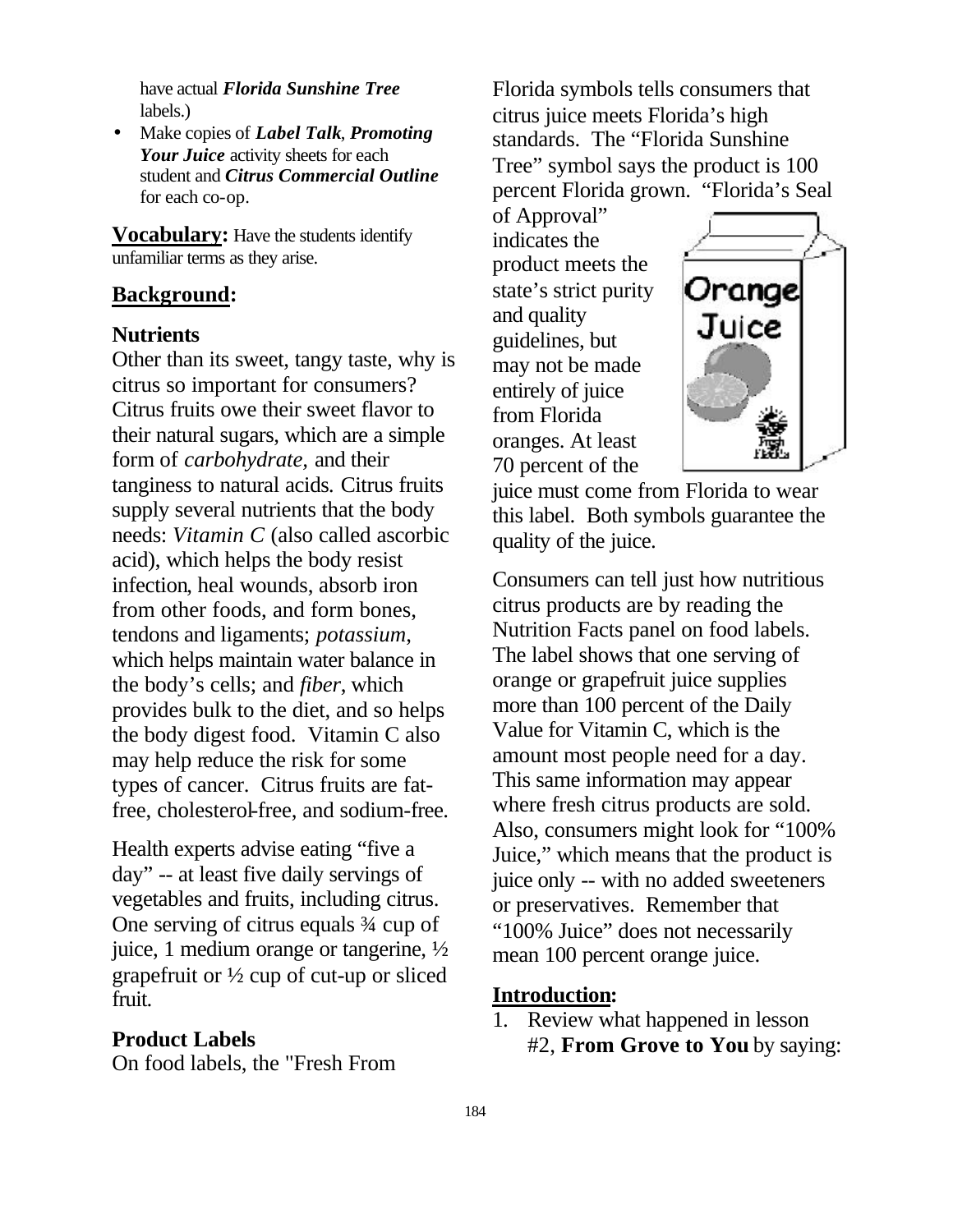have actual ***Florida Sunshine Tree*** labels.)

- Make copies of ***Label Talk***, ***Promoting Your Juice*** activity sheets for each student and ***Citrus Commercial Outline*** for each co-op.

**Vocabulary:** Have the students identify unfamiliar terms as they arise.

## Background:

### Nutrients

Other than its sweet, tangy taste, why is citrus so important for consumers? Citrus fruits owe their sweet flavor to their natural sugars, which are a simple form of *carbohydrate,* and their tanginess to natural acids. Citrus fruits supply several nutrients that the body needs: *Vitamin C* (also called ascorbic acid), which helps the body resist infection, heal wounds, absorb iron from other foods, and form bones, tendons and ligaments; *potassium*, which helps maintain water balance in the body's cells; and *fiber*, which provides bulk to the diet, and so helps the body digest food. Vitamin C also may help reduce the risk for some types of cancer. Citrus fruits are fat-free, cholesterol-free, and sodium-free.

Health experts advise eating "five a day" -- at least five daily servings of vegetables and fruits, including citrus. One serving of citrus equals ¾ cup of juice, 1 medium orange or tangerine, ½ grapefruit or ½ cup of cut-up or sliced fruit.

### Product Labels

On food labels, the "Fresh From Florida symbols tells consumers that citrus juice meets Florida's high standards. The "Florida Sunshine Tree" symbol says the product is 100 percent Florida grown. "Florida's Seal of Approval" indicates the product meets the state's strict purity and quality guidelines, but may not be made entirely of juice from Florida oranges. At least 70 percent of the juice must come from Florida to wear this label. Both symbols guarantee the quality of the juice.

Consumers can tell just how nutritious citrus products are by reading the Nutrition Facts panel on food labels. The label shows that one serving of orange or grapefruit juice supplies more than 100 percent of the Daily Value for Vitamin C, which is the amount most people need for a day. This same information may appear where fresh citrus products are sold. Also, consumers might look for "100% Juice," which means that the product is juice only -- with no added sweeteners or preservatives. Remember that "100% Juice" does not necessarily mean 100 percent orange juice.

## Introduction:

1. Review what happened in lesson #2, **From Grove to You** by saying: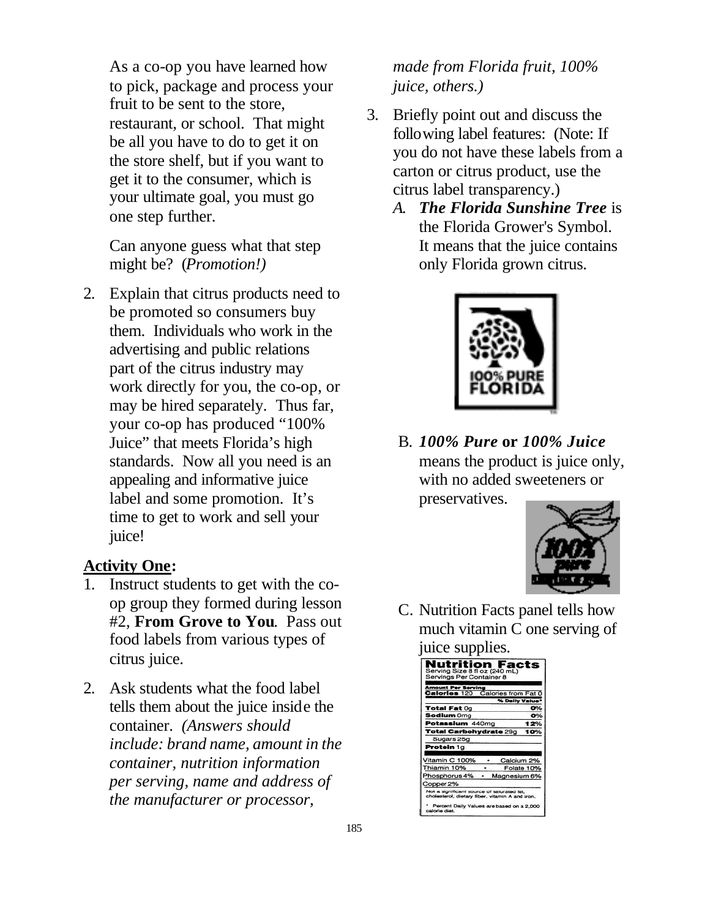As a co-op you have learned how to pick, package and process your fruit to be sent to the store, restaurant, or school. That might be all you have to do to get it on the store shelf, but if you want to get it to the consumer, which is your ultimate goal, you must go one step further.

Can anyone guess what that step might be? (*Promotion!)*

2. Explain that citrus products need to be promoted so consumers buy them. Individuals who work in the advertising and public relations part of the citrus industry may work directly for you, the co-op, or may be hired separately. Thus far, your co-op has produced "100% Juice" that meets Florida's high standards. Now all you need is an appealing and informative juice label and some promotion. It's time to get to work and sell your juice!

**Activity One:**

1. Instruct students to get with the co-op group they formed during lesson #2, **From Grove to You**. Pass out food labels from various types of citrus juice.

2. Ask students what the food label tells them about the juice inside the container. *(Answers should include: brand name, amount in the container, nutrition information per serving, name and address of the manufacturer or processor, made from Florida fruit, 100% juice, others.)*

3. Briefly point out and discuss the following label features: (Note: If you do not have these labels from a carton or citrus product, use the citrus label transparency.)
   A. ***The Florida Sunshine Tree*** is the Florida Grower's Symbol. It means that the juice contains only Florida grown citrus.

      100% PURE FLORIDA

   B. ***100% Pure* or *100% Juice*** means the product is juice only, with no added sweeteners or preservatives.

      100% pure

   C. Nutrition Facts panel tells how much vitamin C one serving of juice supplies.

**Nutrition Facts**
Serving Size 8 fl oz (240 mL)
Servings Per Container 8

| Amount Per Serving | |
|---|---|
| **Calories** 120 | Calories from Fat 0 |
| | % Daily Value* |
| **Total Fat** 0g | 0% |
| **Sodium** 0mg | 0% |
| **Potassium** 440mg | 12% |
| **Total Carbohydrate** 29g | 10% |
| Sugars 25g | |
| **Protein** 1g | |
| Vitamin C 100% • Calcium 2% | |
| Thiamin 10% • Folate 10% | |
| Phosphorus 4% • Magnesium 6% | |
| Copper 2% | |

Not a significant source of saturated fat, cholesterol, dietary fiber, vitamin A and iron.

* Percent Daily Values are based on a 2,000 calorie diet.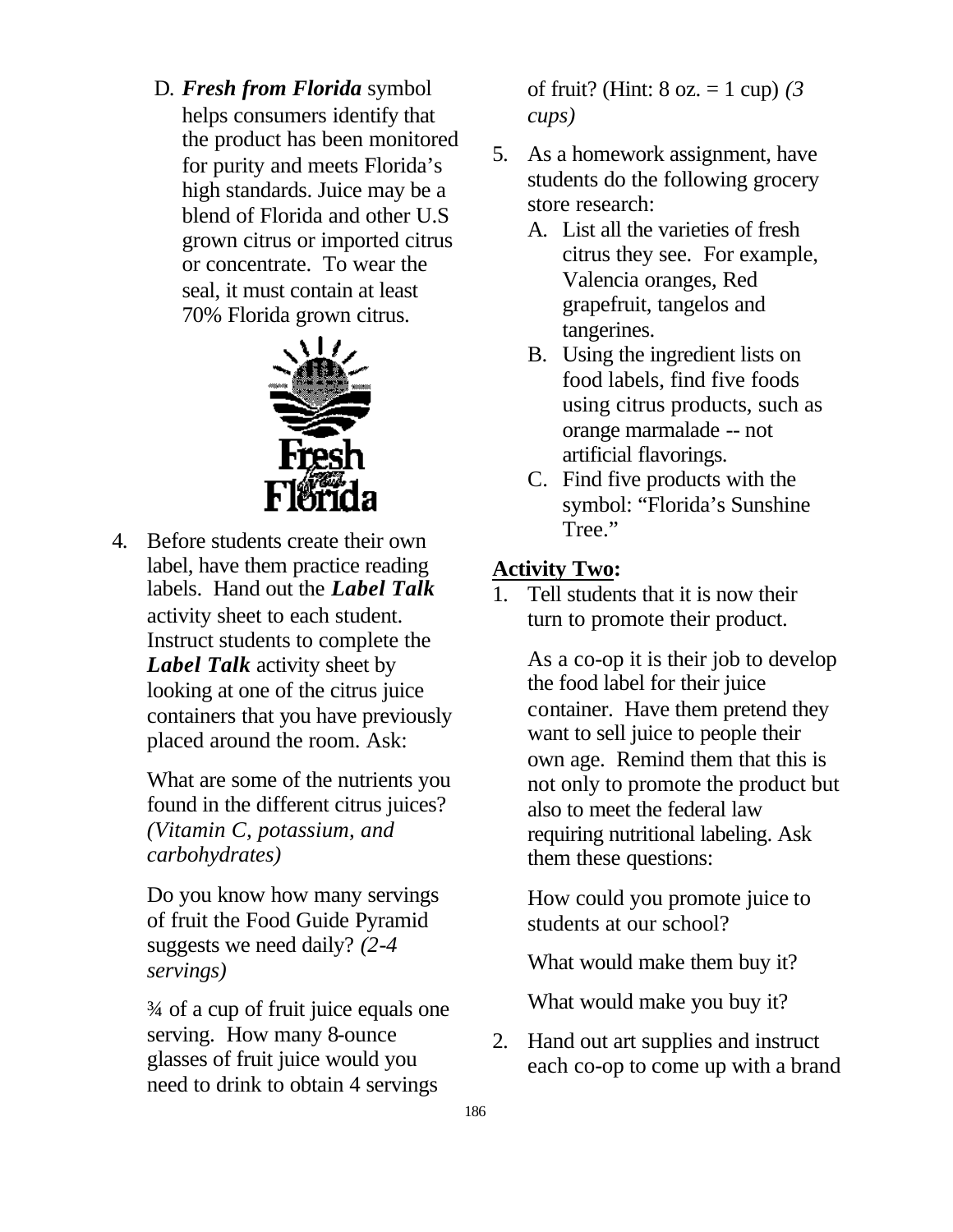D. ***Fresh from Florida*** symbol helps consumers identify that the product has been monitored for purity and meets Florida's high standards. Juice may be a blend of Florida and other U.S grown citrus or imported citrus or concentrate. To wear the seal, it must contain at least 70% Florida grown citrus.

4. Before students create their own label, have them practice reading labels. Hand out the ***Label Talk*** activity sheet to each student. Instruct students to complete the ***Label Talk*** activity sheet by looking at one of the citrus juice containers that you have previously placed around the room. Ask:

   What are some of the nutrients you found in the different citrus juices? *(Vitamin C, potassium, and carbohydrates)*

   Do you know how many servings of fruit the Food Guide Pyramid suggests we need daily? *(2-4 servings)*

   ¾ of a cup of fruit juice equals one serving. How many 8-ounce glasses of fruit juice would you need to drink to obtain 4 servings of fruit? (Hint: 8 oz. = 1 cup) *(3 cups)*

5. As a homework assignment, have students do the following grocery store research:
   A. List all the varieties of fresh citrus they see. For example, Valencia oranges, Red grapefruit, tangelos and tangerines.
   B. Using the ingredient lists on food labels, find five foods using citrus products, such as orange marmalade -- not artificial flavorings.
   C. Find five products with the symbol: "Florida's Sunshine Tree."

**Activity Two:**

1. Tell students that it is now their turn to promote their product.

   As a co-op it is their job to develop the food label for their juice container. Have them pretend they want to sell juice to people their own age. Remind them that this is not only to promote the product but also to meet the federal law requiring nutritional labeling. Ask them these questions:

   How could you promote juice to students at our school?

   What would make them buy it?

   What would make you buy it?

2. Hand out art supplies and instruct each co-op to come up with a brand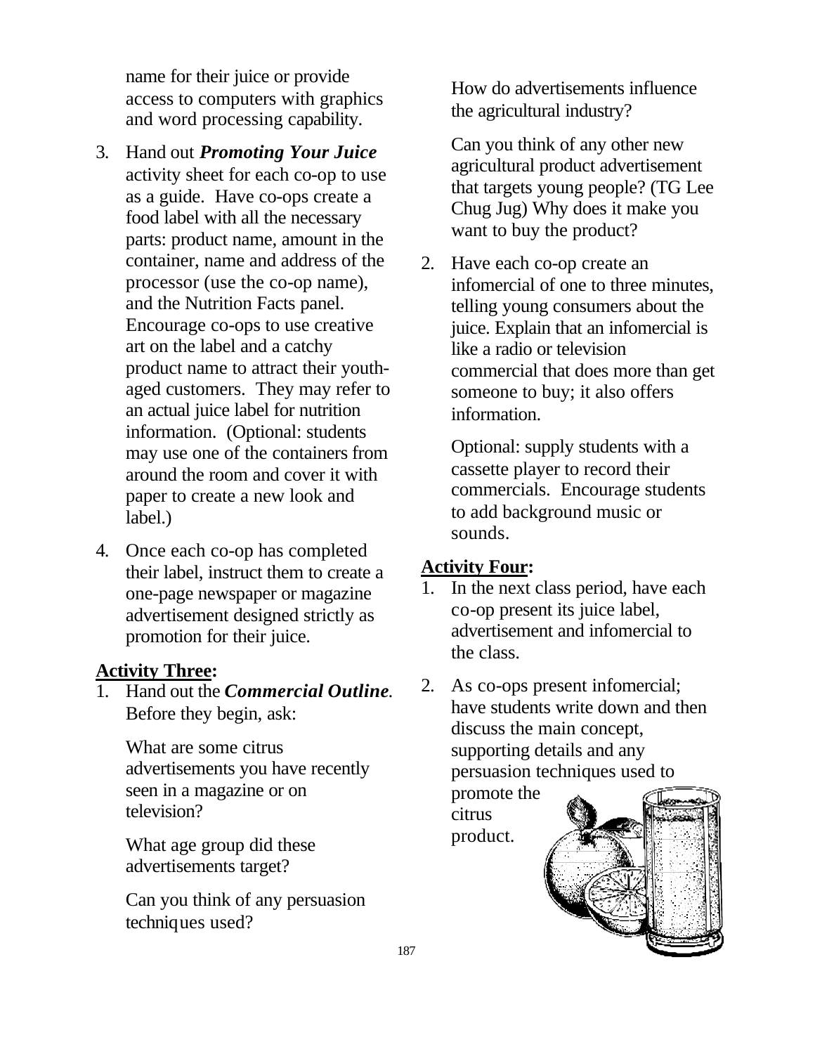name for their juice or provide access to computers with graphics and word processing capability.

3. Hand out ***Promoting Your Juice*** activity sheet for each co-op to use as a guide. Have co-ops create a food label with all the necessary parts: product name, amount in the container, name and address of the processor (use the co-op name), and the Nutrition Facts panel. Encourage co-ops to use creative art on the label and a catchy product name to attract their youth-aged customers. They may refer to an actual juice label for nutrition information. (Optional: students may use one of the containers from around the room and cover it with paper to create a new look and label.)

4. Once each co-op has completed their label, instruct them to create a one-page newspaper or magazine advertisement designed strictly as promotion for their juice.

**Activity Three:**

1. Hand out the ***Commercial Outline***. Before they begin, ask:

   What are some citrus advertisements you have recently seen in a magazine or on television?

   What age group did these advertisements target?

   Can you think of any persuasion techniques used?

   How do advertisements influence the agricultural industry?

   Can you think of any other new agricultural product advertisement that targets young people? (TG Lee Chug Jug) Why does it make you want to buy the product?

2. Have each co-op create an infomercial of one to three minutes, telling young consumers about the juice. Explain that an infomercial is like a radio or television commercial that does more than get someone to buy; it also offers information.

   Optional: supply students with a cassette player to record their commercials. Encourage students to add background music or sounds.

**Activity Four:**

1. In the next class period, have each co-op present its juice label, advertisement and infomercial to the class.

2. As co-ops present infomercial; have students write down and then discuss the main concept, supporting details and any persuasion techniques used to promote the citrus product.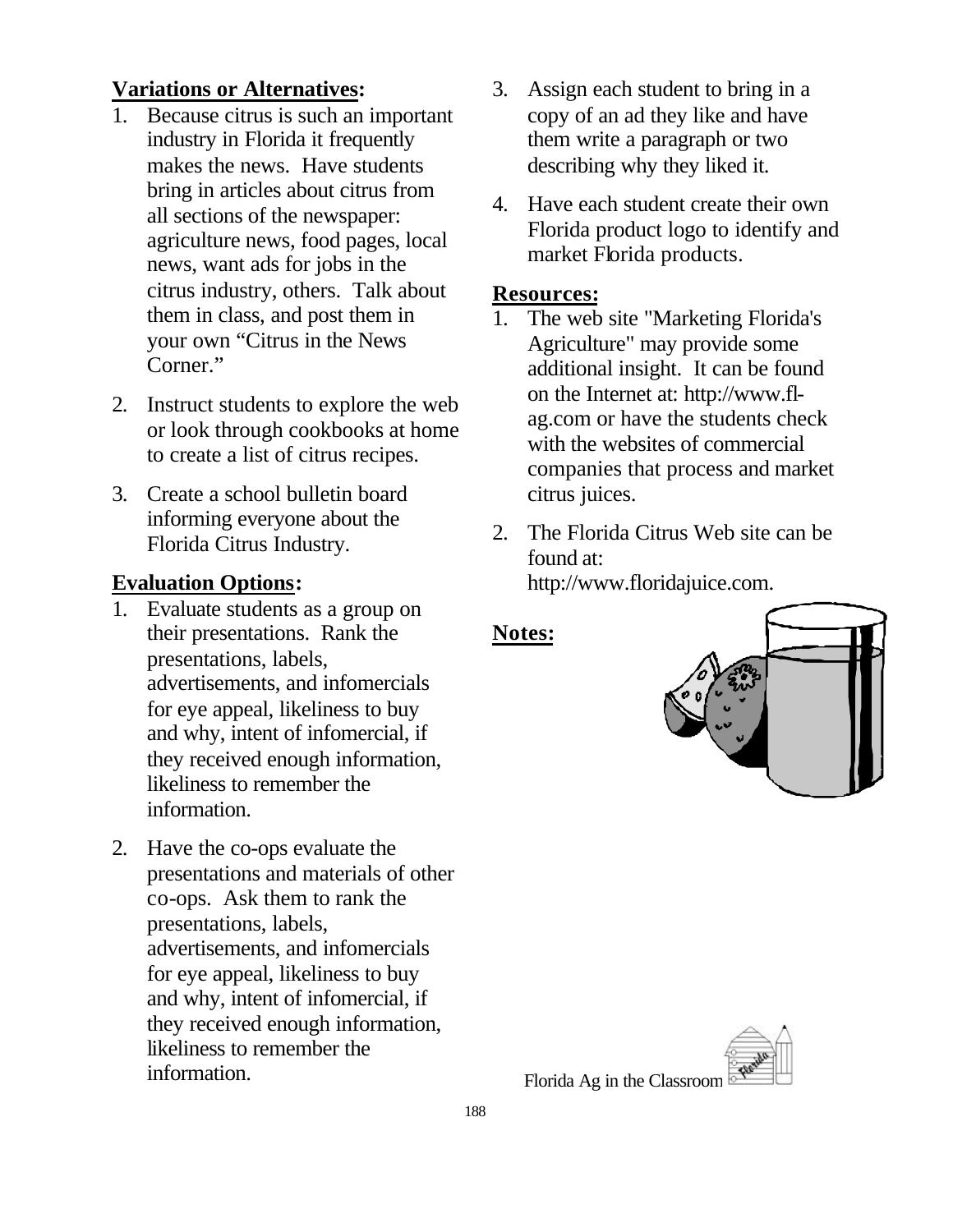**Variations or Alternatives:**

1. Because citrus is such an important industry in Florida it frequently makes the news. Have students bring in articles about citrus from all sections of the newspaper: agriculture news, food pages, local news, want ads for jobs in the citrus industry, others. Talk about them in class, and post them in your own "Citrus in the News Corner."
2. Instruct students to explore the web or look through cookbooks at home to create a list of citrus recipes.
3. Create a school bulletin board informing everyone about the Florida Citrus Industry.

**Evaluation Options:**

1. Evaluate students as a group on their presentations. Rank the presentations, labels, advertisements, and infomercials for eye appeal, likeliness to buy and why, intent of infomercial, if they received enough information, likeliness to remember the information.
2. Have the co-ops evaluate the presentations and materials of other co-ops. Ask them to rank the presentations, labels, advertisements, and infomercials for eye appeal, likeliness to buy and why, intent of infomercial, if they received enough information, likeliness to remember the information.
3. Assign each student to bring in a copy of an ad they like and have them write a paragraph or two describing why they liked it.
4. Have each student create their own Florida product logo to identify and market Florida products.

**Resources:**

1. The web site "Marketing Florida's Agriculture" may provide some additional insight. It can be found on the Internet at: http://www.fl-ag.com or have the students check with the websites of commercial companies that process and market citrus juices.
2. The Florida Citrus Web site can be found at: http://www.floridajuice.com.

**Notes:**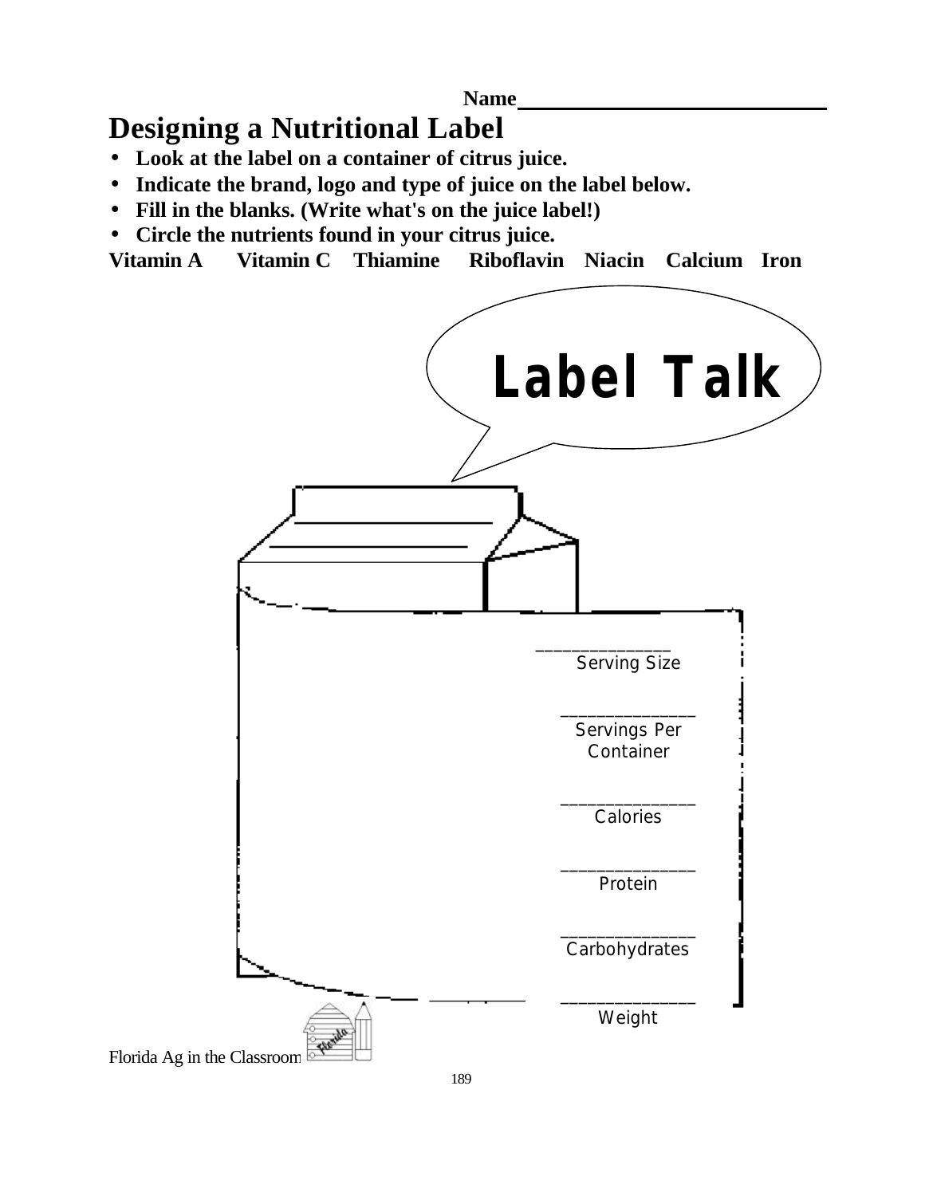Name___________________________

# Designing a Nutritional Label

- **Look at the label on a container of citrus juice.**
- **Indicate the brand, logo and type of juice on the label below.**
- **Fill in the blanks. (Write what's on the juice label!)**
- **Circle the nutrients found in your citrus juice.**

**Vitamin A　　Vitamin C　　Thiamine　　Riboflavin　　Niacin　　Calcium　　Iron**

**Label Talk**

_______________
Serving Size

_______________
Servings Per Container

_______________
Calories

_______________
Protein

_______________
Carbohydrates

_______________
Weight

Florida Ag in the Classroom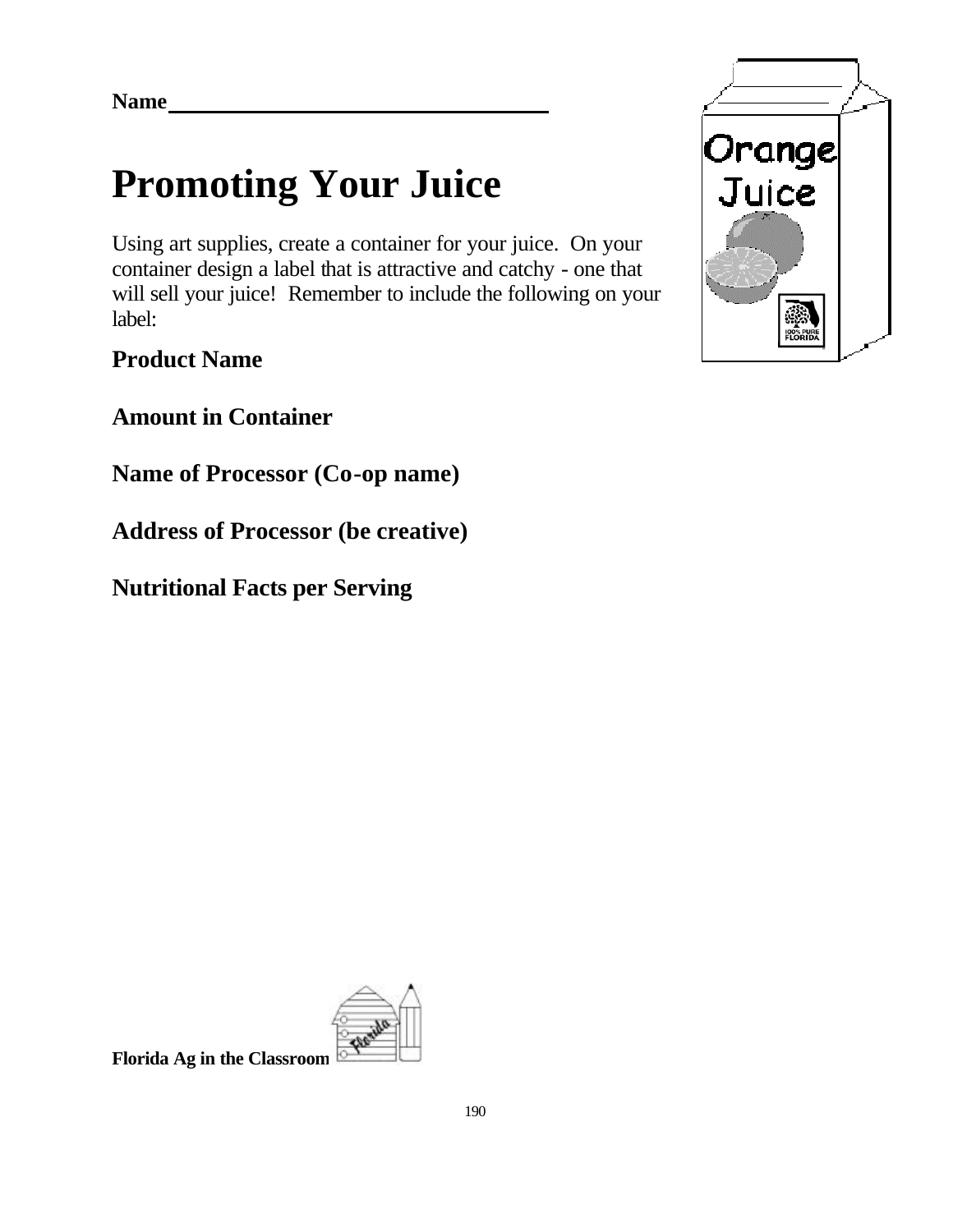**Name**\_\_\_\_\_\_\_\_\_\_\_\_\_\_\_\_\_\_\_\_\_\_\_\_\_\_\_\_\_\_\_\_\_\_\_

# Promoting Your Juice

Using art supplies, create a container for your juice. On your container design a label that is attractive and catchy - one that will sell your juice! Remember to include the following on your label:

**Product Name**

**Amount in Container**

**Name of Processor (Co-op name)**

**Address of Processor (be creative)**

**Nutritional Facts per Serving**

**Florida Ag in the Classroom**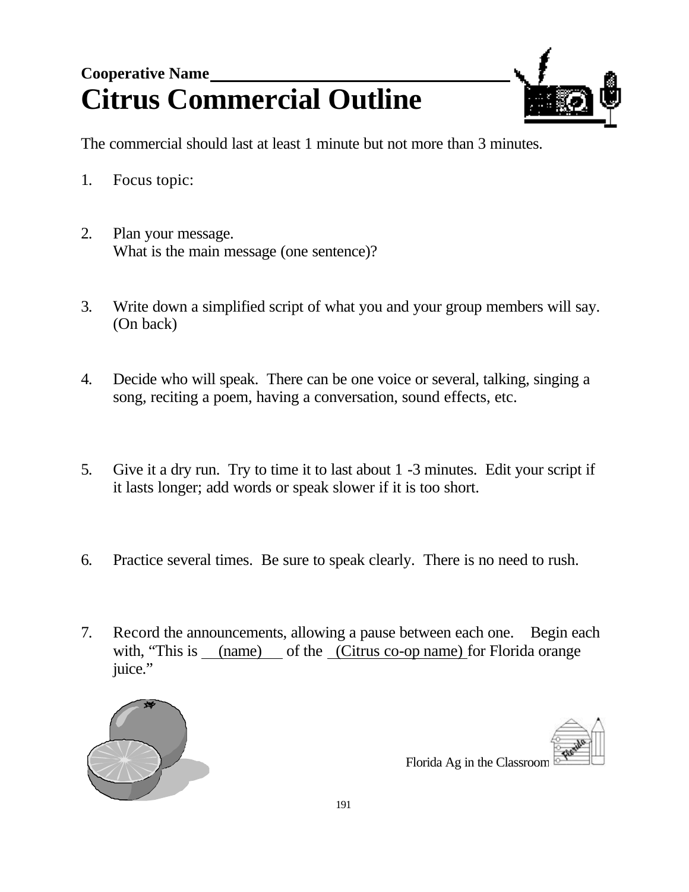**Cooperative Name**\_\_\_\_\_\_\_\_\_\_\_\_\_\_\_\_\_\_\_\_\_\_\_\_\_\_\_\_\_\_\_\_

# Citrus Commercial Outline

The commercial should last at least 1 minute but not more than 3 minutes.

1. Focus topic:

2. Plan your message.
   What is the main message (one sentence)?

3. Write down a simplified script of what you and your group members will say. (On back)

4. Decide who will speak. There can be one voice or several, talking, singing a song, reciting a poem, having a conversation, sound effects, etc.

5. Give it a dry run. Try to time it to last about 1 -3 minutes. Edit your script if it lasts longer; add words or speak slower if it is too short.

6. Practice several times. Be sure to speak clearly. There is no need to rush.

7. Record the announcements, allowing a pause between each one. Begin each with, "This is <u>(name)</u> of the <u>(Citrus co-op name)</u> for Florida orange juice."

Florida Ag in the Classroom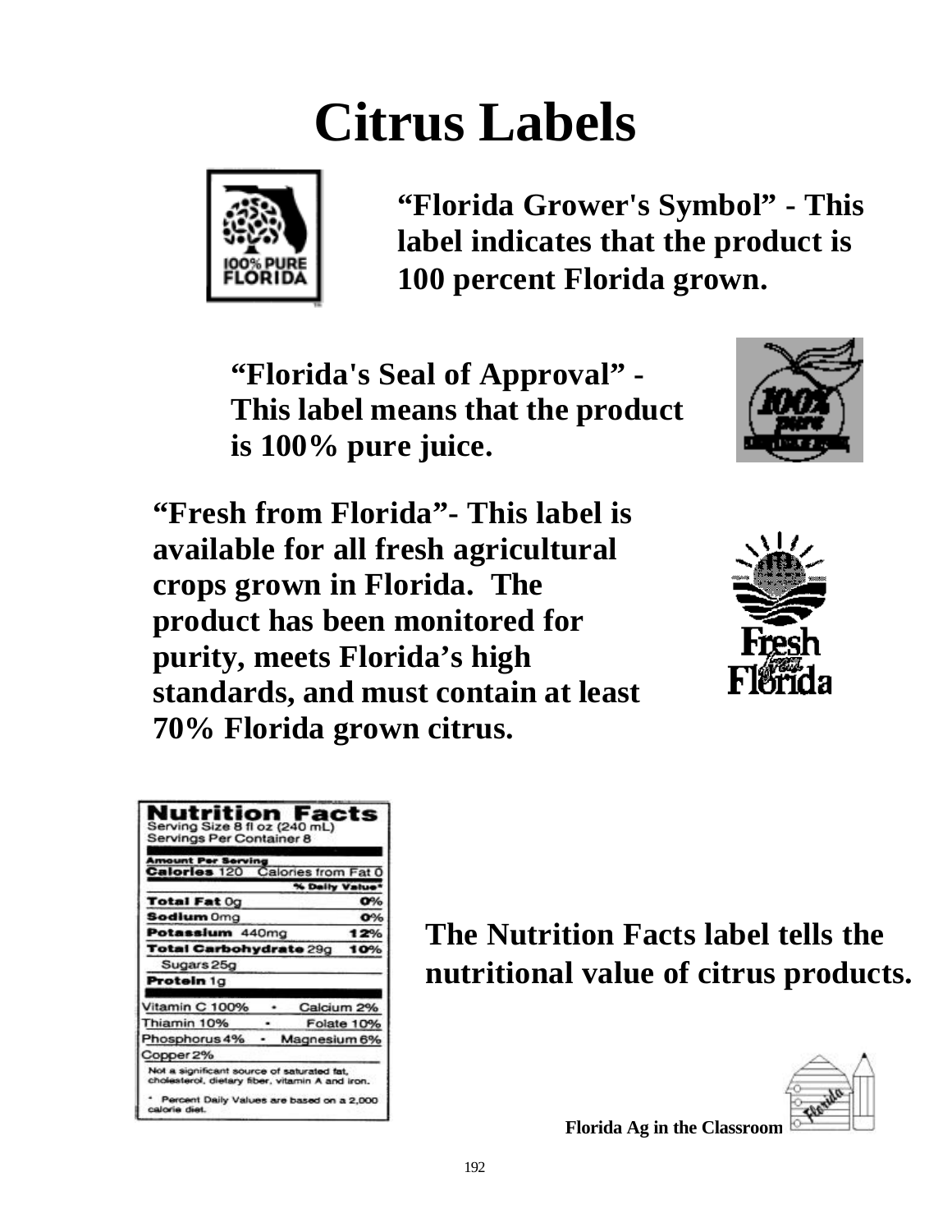# Citrus Labels

**"Florida Grower's Symbol" - This label indicates that the product is 100 percent Florida grown.**

**"Florida's Seal of Approval" - This label means that the product is 100% pure juice.**

**"Fresh from Florida"- This label is available for all fresh agricultural crops grown in Florida. The product has been monitored for purity, meets Florida's high standards, and must contain at least 70% Florida grown citrus.**

**Nutrition Facts**
Serving Size 8 fl oz (240 mL)
Servings Per Container 8

| Amount Per Serving | |
|---|---|
| **Calories** 120 | Calories from Fat 0 |
| | % Daily Value* |
| **Total Fat** 0g | 0% |
| **Sodium** 0mg | 0% |
| **Potassium** 440mg | 12% |
| **Total Carbohydrate** 29g | 10% |
| Sugars 25g | |
| **Protein** 1g | |

| | |
|---|---|
| Vitamin C 100% | Calcium 2% |
| Thiamin 10% | Folate 10% |
| Phosphorus 4% | Magnesium 6% |
| Copper 2% | |

Not a significant source of saturated fat, cholesterol, dietary fiber, vitamin A and iron.

* Percent Daily Values are based on a 2,000 calorie diet.

**The Nutrition Facts label tells the nutritional value of citrus products.**